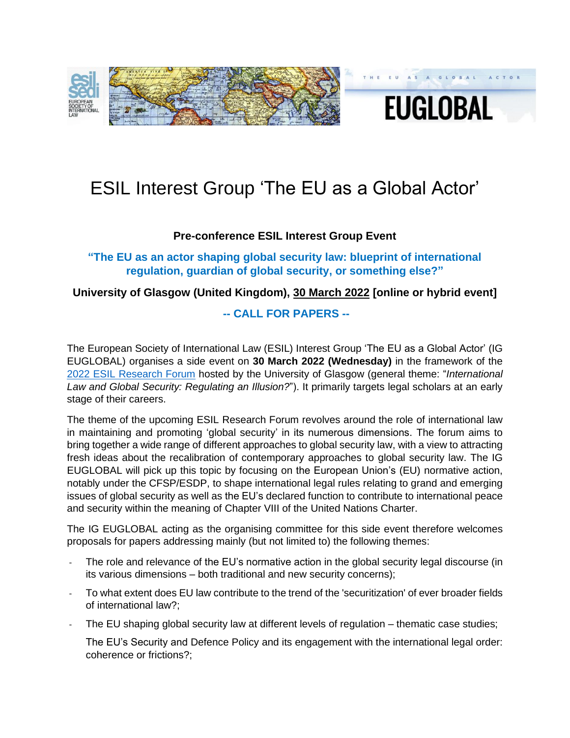# ESIL Interest Group 'The EU as a Global Actor'

**Pre-conference ESIL Interest Group Event**

**"The EU as an actor shaping global security law: blueprint of international regulation, guardian of global security, or something else?"**

**University of Glasgow (United Kingdom), 30 March 2022 [online or hybrid event]**

**-- CALL FOR PAPERS --**

The European Society of International Law (ESIL) Interest Group 'The EU as a Global Actor' (IG EUGLOBAL) organises a side event on **30 March 2022 (Wednesday)** in the framework of the 2022 ESIL Research Forum hosted by the University of Glasgow (general theme: "*International Law and Global Security: Regulating an Illusion?*"). It primarily targets legal scholars at an early stage of their careers.

The theme of the upcoming ESIL Research Forum revolves around the role of international law in maintaining and promoting 'global security' in its numerous dimensions. The forum aims to bring together a wide range of different approaches to global security law, with a view to attracting fresh ideas about the recalibration of contemporary approaches to global security law. The IG EUGLOBAL will pick up this topic by focusing on the European Union's (EU) normative action, notably under the CFSP/ESDP, to shape international legal rules relating to grand and emerging issues of global security as well as the EU's declared function to contribute to international peace and security within the meaning of Chapter VIII of the United Nations Charter.

The IG EUGLOBAL acting as the organising committee for this side event therefore welcomes proposals for papers addressing mainly (but not limited to) the following themes:

- The role and relevance of the EU's normative action in the global security legal discourse (in its various dimensions – both traditional and new security concerns);
- To what extent does EU law contribute to the trend of the 'securitization' of ever broader fields of international law?;
- The EU shaping global security law at different levels of regulation – thematic case studies;

  The EU's Security and Defence Policy and its engagement with the international legal order: coherence or frictions?;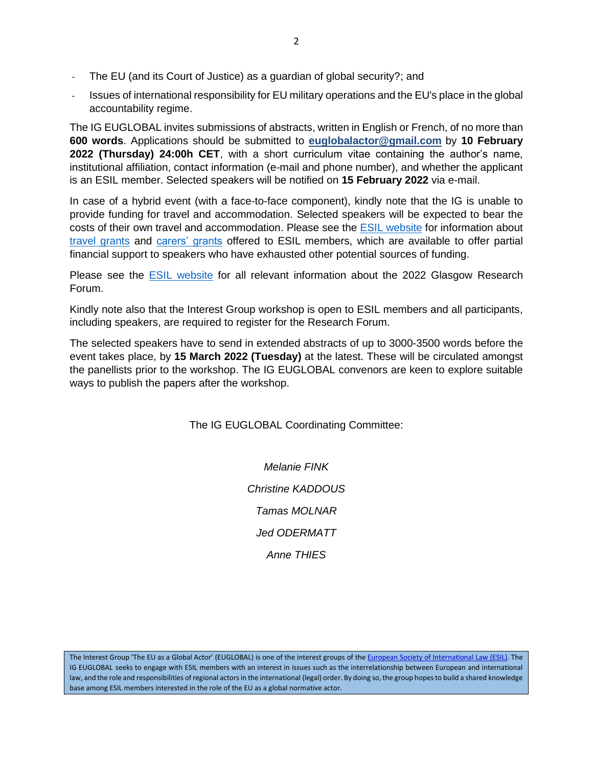- The EU (and its Court of Justice) as a guardian of global security?; and
- Issues of international responsibility for EU military operations and the EU's place in the global accountability regime.

The IG EUGLOBAL invites submissions of abstracts, written in English or French, of no more than **600 words**. Applications should be submitted to **euglobalactor@gmail.com** by **10 February 2022 (Thursday) 24:00h CET**, with a short curriculum vitae containing the author's name, institutional affiliation, contact information (e-mail and phone number), and whether the applicant is an ESIL member. Selected speakers will be notified on **15 February 2022** via e-mail.

In case of a hybrid event (with a face-to-face component), kindly note that the IG is unable to provide funding for travel and accommodation. Selected speakers will be expected to bear the costs of their own travel and accommodation. Please see the ESIL website for information about travel grants and carers' grants offered to ESIL members, which are available to offer partial financial support to speakers who have exhausted other potential sources of funding.

Please see the ESIL website for all relevant information about the 2022 Glasgow Research Forum.

Kindly note also that the Interest Group workshop is open to ESIL members and all participants, including speakers, are required to register for the Research Forum.

The selected speakers have to send in extended abstracts of up to 3000-3500 words before the event takes place, by **15 March 2022 (Tuesday)** at the latest. These will be circulated amongst the panellists prior to the workshop. The IG EUGLOBAL convenors are keen to explore suitable ways to publish the papers after the workshop.

The IG EUGLOBAL Coordinating Committee:

*Melanie FINK*

*Christine KADDOUS*

*Tamas MOLNAR*

*Jed ODERMATT*

*Anne THIES*

The Interest Group 'The EU as a Global Actor' (EUGLOBAL) is one of the interest groups of the European Society of International Law (ESIL). The IG EUGLOBAL seeks to engage with ESIL members with an interest in issues such as the interrelationship between European and international law, and the role and responsibilities of regional actors in the international (legal) order. By doing so, the group hopes to build a shared knowledge base among ESIL members interested in the role of the EU as a global normative actor.